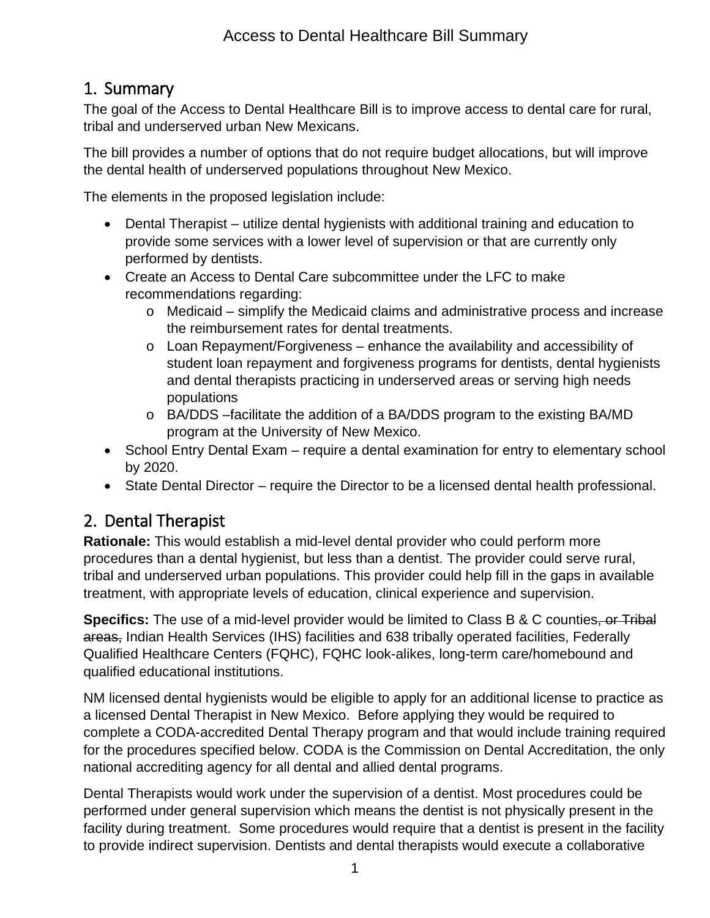# Access to Dental Healthcare Bill Summary

## 1. Summary

The goal of the Access to Dental Healthcare Bill is to improve access to dental care for rural, tribal and underserved urban New Mexicans.

The bill provides a number of options that do not require budget allocations, but will improve the dental health of underserved populations throughout New Mexico.

The elements in the proposed legislation include:

- Dental Therapist – utilize dental hygienists with additional training and education to provide some services with a lower level of supervision or that are currently only performed by dentists.
- Create an Access to Dental Care subcommittee under the LFC to make recommendations regarding:
  - Medicaid – simplify the Medicaid claims and administrative process and increase the reimbursement rates for dental treatments.
  - Loan Repayment/Forgiveness – enhance the availability and accessibility of student loan repayment and forgiveness programs for dentists, dental hygienists and dental therapists practicing in underserved areas or serving high needs populations
  - BA/DDS –facilitate the addition of a BA/DDS program to the existing BA/MD program at the University of New Mexico.
- School Entry Dental Exam – require a dental examination for entry to elementary school by 2020.
- State Dental Director – require the Director to be a licensed dental health professional.

## 2. Dental Therapist

**Rationale:** This would establish a mid-level dental provider who could perform more procedures than a dental hygienist, but less than a dentist. The provider could serve rural, tribal and underserved urban populations. This provider could help fill in the gaps in available treatment, with appropriate levels of education, clinical experience and supervision.

**Specifics:** The use of a mid-level provider would be limited to Class B & C counties~~, or Tribal areas,~~ Indian Health Services (IHS) facilities and 638 tribally operated facilities, Federally Qualified Healthcare Centers (FQHC), FQHC look-alikes, long-term care/homebound and qualified educational institutions.

NM licensed dental hygienists would be eligible to apply for an additional license to practice as a licensed Dental Therapist in New Mexico. Before applying they would be required to complete a CODA-accredited Dental Therapy program and that would include training required for the procedures specified below. CODA is the Commission on Dental Accreditation, the only national accrediting agency for all dental and allied dental programs.

Dental Therapists would work under the supervision of a dentist. Most procedures could be performed under general supervision which means the dentist is not physically present in the facility during treatment. Some procedures would require that a dentist is present in the facility to provide indirect supervision. Dentists and dental therapists would execute a collaborative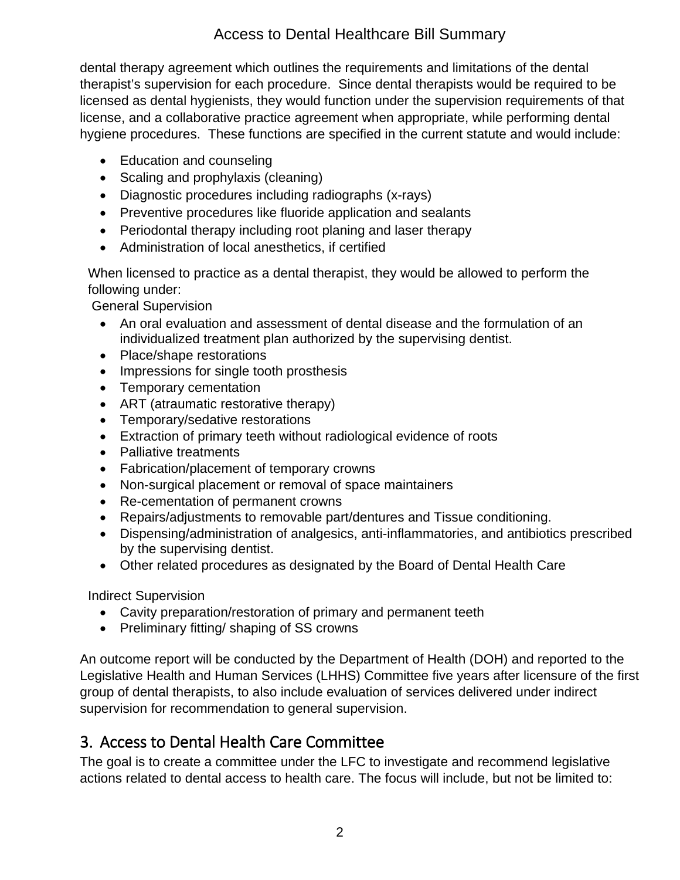dental therapy agreement which outlines the requirements and limitations of the dental therapist's supervision for each procedure. Since dental therapists would be required to be licensed as dental hygienists, they would function under the supervision requirements of that license, and a collaborative practice agreement when appropriate, while performing dental hygiene procedures. These functions are specified in the current statute and would include:

- Education and counseling
- Scaling and prophylaxis (cleaning)
- Diagnostic procedures including radiographs (x-rays)
- Preventive procedures like fluoride application and sealants
- Periodontal therapy including root planing and laser therapy
- Administration of local anesthetics, if certified

When licensed to practice as a dental therapist, they would be allowed to perform the following under:

General Supervision

- An oral evaluation and assessment of dental disease and the formulation of an individualized treatment plan authorized by the supervising dentist.
- Place/shape restorations
- Impressions for single tooth prosthesis
- Temporary cementation
- ART (atraumatic restorative therapy)
- Temporary/sedative restorations
- Extraction of primary teeth without radiological evidence of roots
- Palliative treatments
- Fabrication/placement of temporary crowns
- Non-surgical placement or removal of space maintainers
- Re-cementation of permanent crowns
- Repairs/adjustments to removable part/dentures and Tissue conditioning.
- Dispensing/administration of analgesics, anti-inflammatories, and antibiotics prescribed by the supervising dentist.
- Other related procedures as designated by the Board of Dental Health Care

Indirect Supervision

- Cavity preparation/restoration of primary and permanent teeth
- Preliminary fitting/ shaping of SS crowns

An outcome report will be conducted by the Department of Health (DOH) and reported to the Legislative Health and Human Services (LHHS) Committee five years after licensure of the first group of dental therapists, to also include evaluation of services delivered under indirect supervision for recommendation to general supervision.

## 3. Access to Dental Health Care Committee

The goal is to create a committee under the LFC to investigate and recommend legislative actions related to dental access to health care. The focus will include, but not be limited to: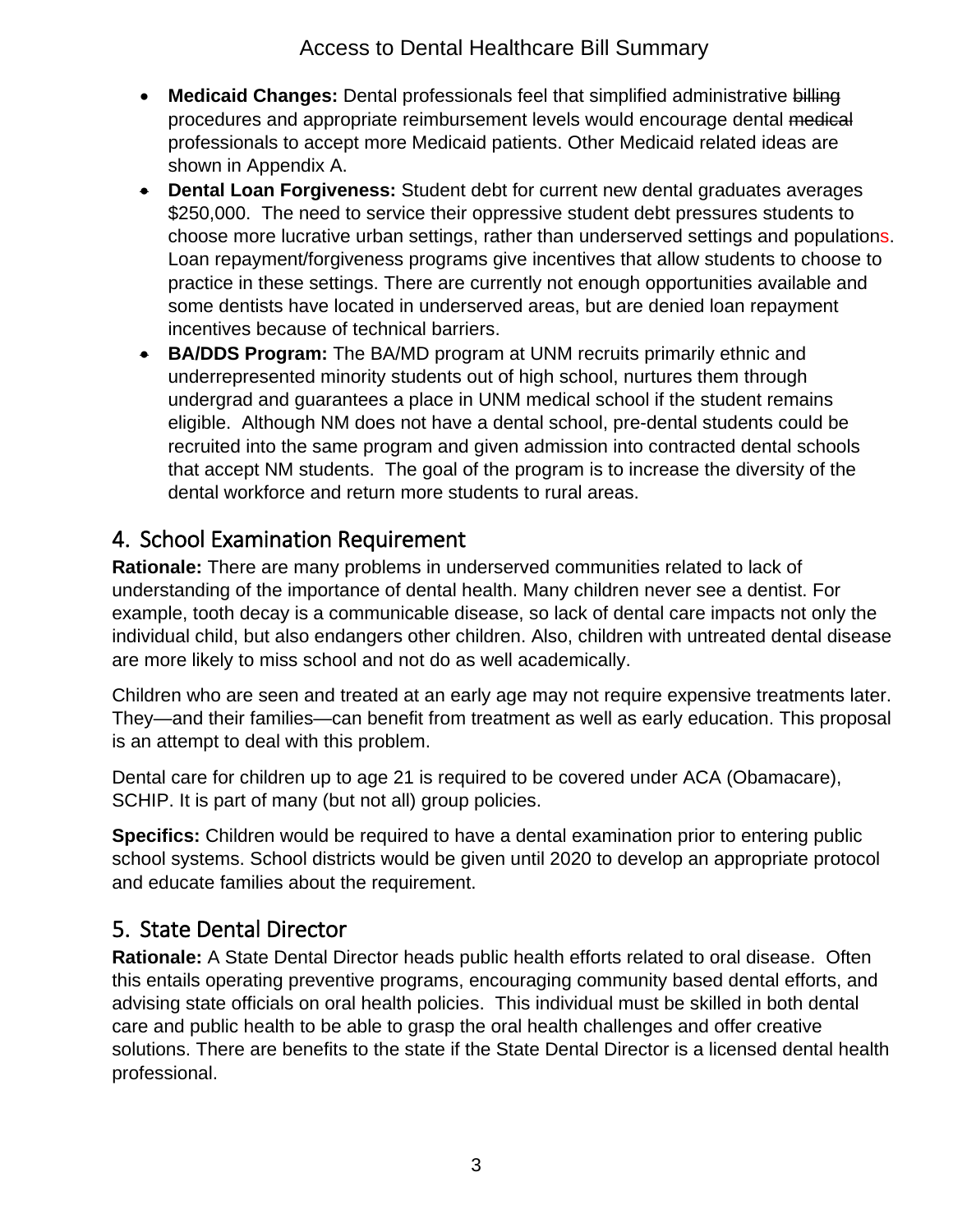- **Medicaid Changes:** Dental professionals feel that simplified administrative ~~billing~~ procedures and appropriate reimbursement levels would encourage dental ~~medical~~ professionals to accept more Medicaid patients. Other Medicaid related ideas are shown in Appendix A.
- **Dental Loan Forgiveness:** Student debt for current new dental graduates averages $250,000. The need to service their oppressive student debt pressures students to choose more lucrative urban settings, rather than underserved settings and populations. Loan repayment/forgiveness programs give incentives that allow students to choose to practice in these settings. There are currently not enough opportunities available and some dentists have located in underserved areas, but are denied loan repayment incentives because of technical barriers.
- **BA/DDS Program:** The BA/MD program at UNM recruits primarily ethnic and underrepresented minority students out of high school, nurtures them through undergrad and guarantees a place in UNM medical school if the student remains eligible. Although NM does not have a dental school, pre-dental students could be recruited into the same program and given admission into contracted dental schools that accept NM students. The goal of the program is to increase the diversity of the dental workforce and return more students to rural areas.

## 4. School Examination Requirement

**Rationale:** There are many problems in underserved communities related to lack of understanding of the importance of dental health. Many children never see a dentist. For example, tooth decay is a communicable disease, so lack of dental care impacts not only the individual child, but also endangers other children. Also, children with untreated dental disease are more likely to miss school and not do as well academically.

Children who are seen and treated at an early age may not require expensive treatments later. They—and their families—can benefit from treatment as well as early education. This proposal is an attempt to deal with this problem.

Dental care for children up to age 21 is required to be covered under ACA (Obamacare), SCHIP. It is part of many (but not all) group policies.

**Specifics:** Children would be required to have a dental examination prior to entering public school systems. School districts would be given until 2020 to develop an appropriate protocol and educate families about the requirement.

## 5. State Dental Director

**Rationale:** A State Dental Director heads public health efforts related to oral disease. Often this entails operating preventive programs, encouraging community based dental efforts, and advising state officials on oral health policies. This individual must be skilled in both dental care and public health to be able to grasp the oral health challenges and offer creative solutions. There are benefits to the state if the State Dental Director is a licensed dental health professional.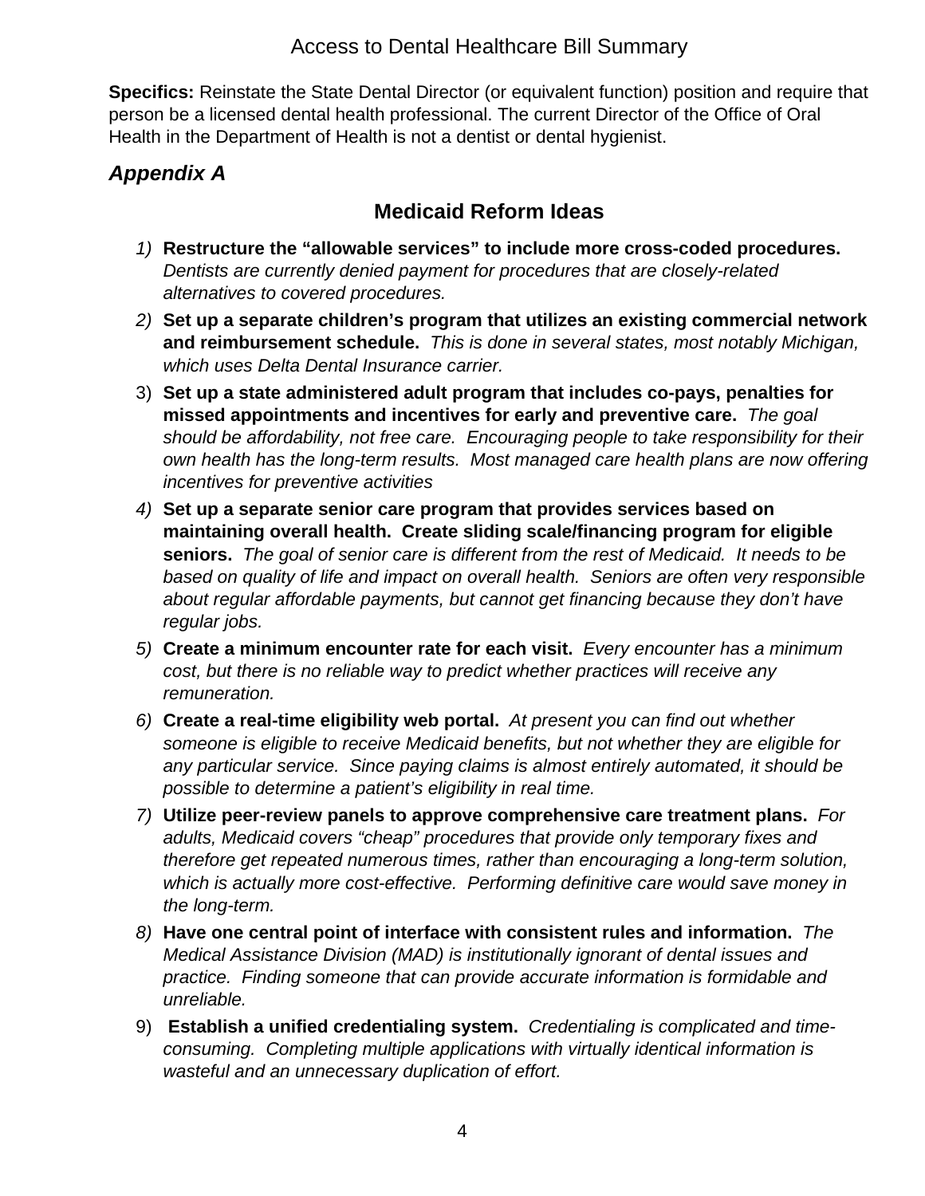Access to Dental Healthcare Bill Summary

**Specifics:** Reinstate the State Dental Director (or equivalent function) position and require that person be a licensed dental health professional. The current Director of the Office of Oral Health in the Department of Health is not a dentist or dental hygienist.

## *Appendix A*

### Medicaid Reform Ideas

1) **Restructure the "allowable services" to include more cross-coded procedures.** *Dentists are currently denied payment for procedures that are closely-related alternatives to covered procedures.*
2) **Set up a separate children's program that utilizes an existing commercial network and reimbursement schedule.** *This is done in several states, most notably Michigan, which uses Delta Dental Insurance carrier.*
3) **Set up a state administered adult program that includes co-pays, penalties for missed appointments and incentives for early and preventive care.** *The goal should be affordability, not free care. Encouraging people to take responsibility for their own health has the long-term results. Most managed care health plans are now offering incentives for preventive activities*
4) **Set up a separate senior care program that provides services based on maintaining overall health. Create sliding scale/financing program for eligible seniors.** *The goal of senior care is different from the rest of Medicaid. It needs to be based on quality of life and impact on overall health. Seniors are often very responsible about regular affordable payments, but cannot get financing because they don't have regular jobs.*
5) **Create a minimum encounter rate for each visit.** *Every encounter has a minimum cost, but there is no reliable way to predict whether practices will receive any remuneration.*
6) **Create a real-time eligibility web portal.** *At present you can find out whether someone is eligible to receive Medicaid benefits, but not whether they are eligible for any particular service. Since paying claims is almost entirely automated, it should be possible to determine a patient's eligibility in real time.*
7) **Utilize peer-review panels to approve comprehensive care treatment plans.** *For adults, Medicaid covers "cheap" procedures that provide only temporary fixes and therefore get repeated numerous times, rather than encouraging a long-term solution, which is actually more cost-effective. Performing definitive care would save money in the long-term.*
8) **Have one central point of interface with consistent rules and information.** *The Medical Assistance Division (MAD) is institutionally ignorant of dental issues and practice. Finding someone that can provide accurate information is formidable and unreliable.*
9) **Establish a unified credentialing system.** *Credentialing is complicated and time-consuming. Completing multiple applications with virtually identical information is wasteful and an unnecessary duplication of effort.*